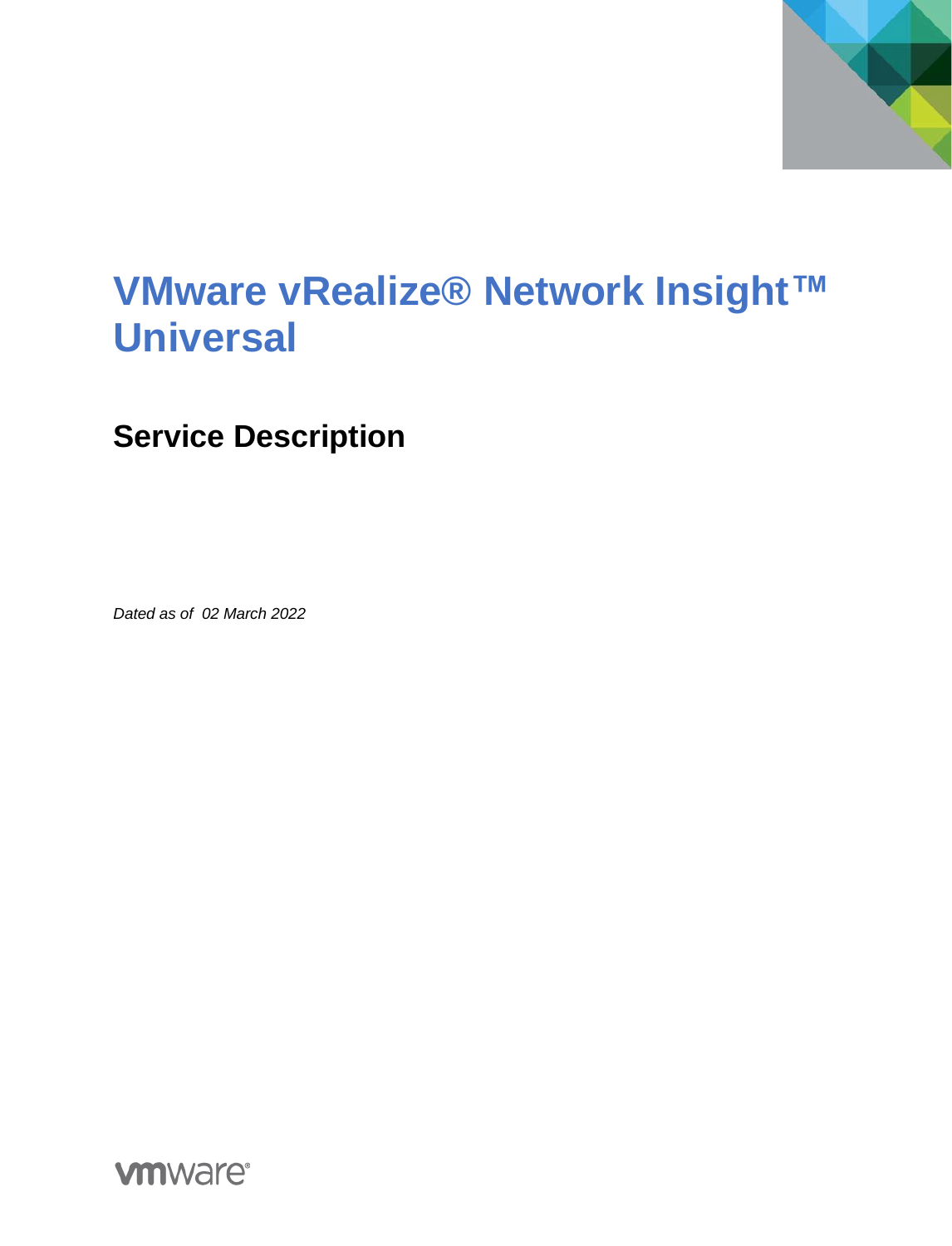# VMware vRealize® Network Insight™ Universal

## Service Description

*Dated as of 02 March 2022*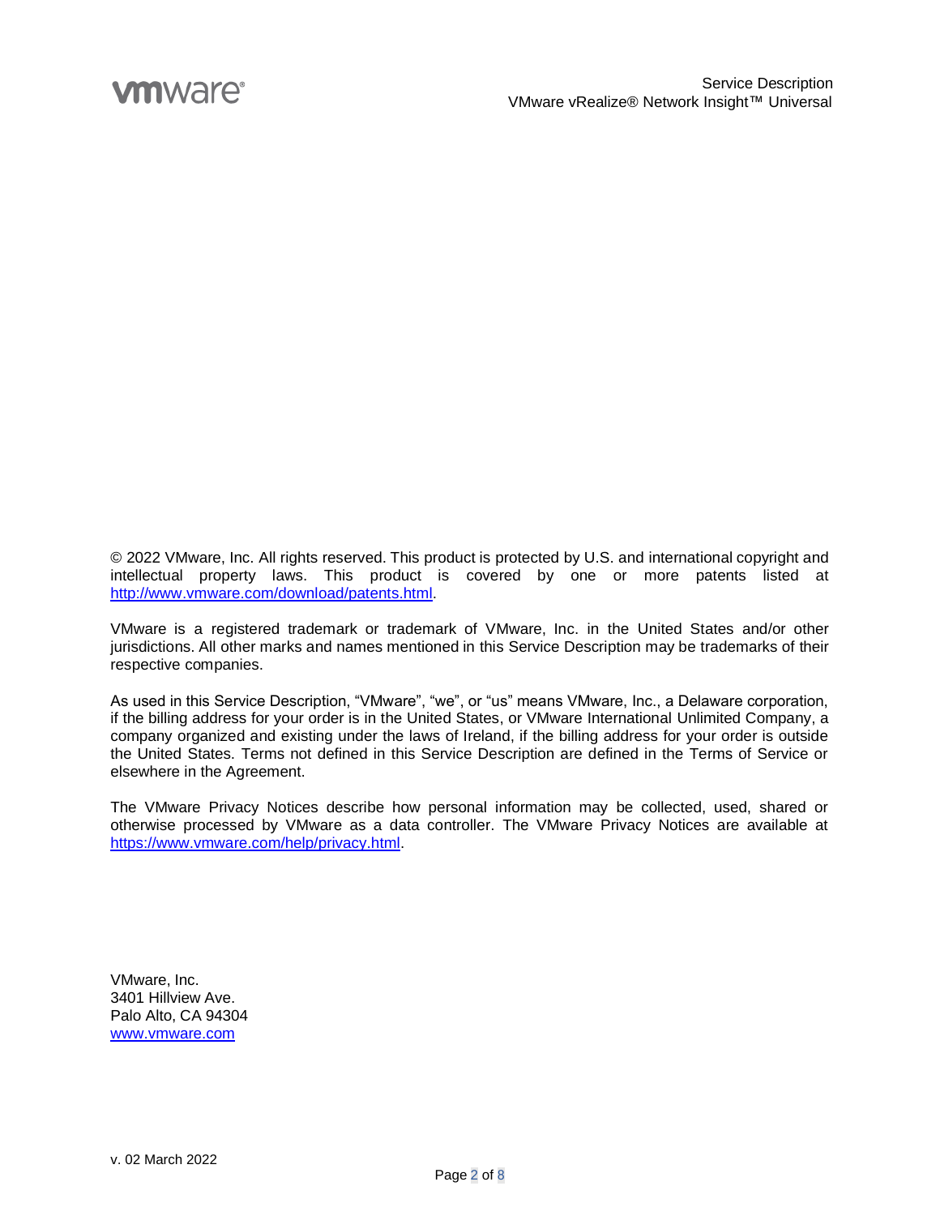© 2022 VMware, Inc. All rights reserved. This product is protected by U.S. and international copyright and intellectual property laws. This product is covered by one or more patents listed at http://www.vmware.com/download/patents.html.

VMware is a registered trademark or trademark of VMware, Inc. in the United States and/or other jurisdictions. All other marks and names mentioned in this Service Description may be trademarks of their respective companies.

As used in this Service Description, "VMware", "we", or "us" means VMware, Inc., a Delaware corporation, if the billing address for your order is in the United States, or VMware International Unlimited Company, a company organized and existing under the laws of Ireland, if the billing address for your order is outside the United States. Terms not defined in this Service Description are defined in the Terms of Service or elsewhere in the Agreement.

The VMware Privacy Notices describe how personal information may be collected, used, shared or otherwise processed by VMware as a data controller. The VMware Privacy Notices are available at https://www.vmware.com/help/privacy.html.

VMware, Inc.
3401 Hillview Ave.
Palo Alto, CA 94304
www.vmware.com

v. 02 March 2022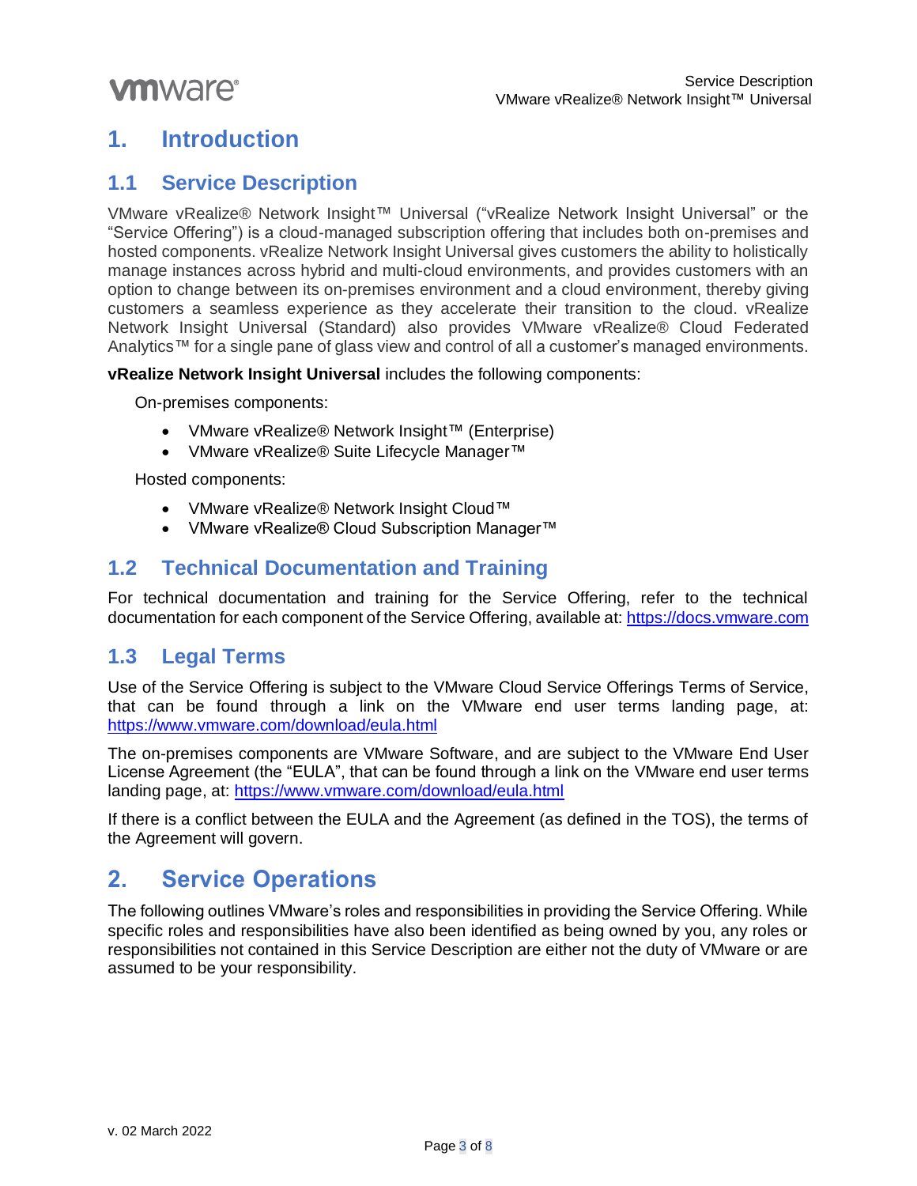# 1. Introduction

## 1.1 Service Description

VMware vRealize® Network Insight™ Universal ("vRealize Network Insight Universal" or the "Service Offering") is a cloud-managed subscription offering that includes both on-premises and hosted components. vRealize Network Insight Universal gives customers the ability to holistically manage instances across hybrid and multi-cloud environments, and provides customers with an option to change between its on-premises environment and a cloud environment, thereby giving customers a seamless experience as they accelerate their transition to the cloud. vRealize Network Insight Universal (Standard) also provides VMware vRealize® Cloud Federated Analytics™ for a single pane of glass view and control of all a customer's managed environments.

**vRealize Network Insight Universal** includes the following components:

On-premises components:

- VMware vRealize® Network Insight™ (Enterprise)
- VMware vRealize® Suite Lifecycle Manager™

Hosted components:

- VMware vRealize® Network Insight Cloud™
- VMware vRealize® Cloud Subscription Manager™

## 1.2 Technical Documentation and Training

For technical documentation and training for the Service Offering, refer to the technical documentation for each component of the Service Offering, available at: https://docs.vmware.com

## 1.3 Legal Terms

Use of the Service Offering is subject to the VMware Cloud Service Offerings Terms of Service, that can be found through a link on the VMware end user terms landing page, at: https://www.vmware.com/download/eula.html

The on-premises components are VMware Software, and are subject to the VMware End User License Agreement (the "EULA", that can be found through a link on the VMware end user terms landing page, at: https://www.vmware.com/download/eula.html

If there is a conflict between the EULA and the Agreement (as defined in the TOS), the terms of the Agreement will govern.

# 2. Service Operations

The following outlines VMware's roles and responsibilities in providing the Service Offering. While specific roles and responsibilities have also been identified as being owned by you, any roles or responsibilities not contained in this Service Description are either not the duty of VMware or are assumed to be your responsibility.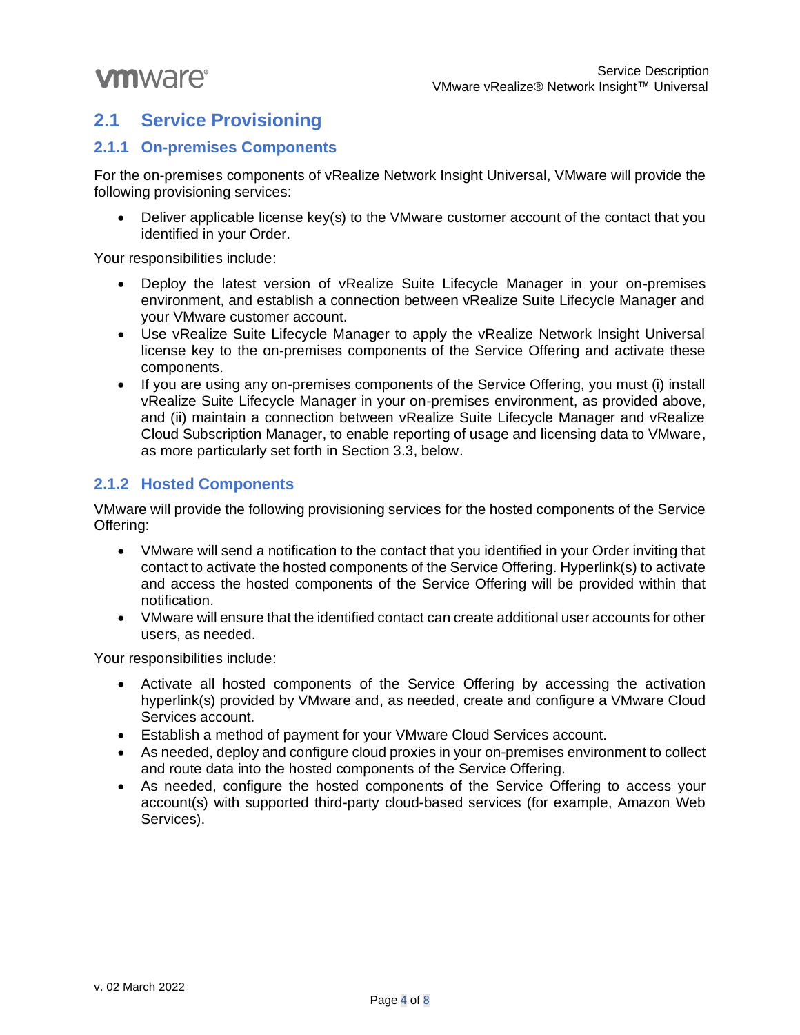## 2.1 Service Provisioning

### 2.1.1 On-premises Components

For the on-premises components of vRealize Network Insight Universal, VMware will provide the following provisioning services:

- Deliver applicable license key(s) to the VMware customer account of the contact that you identified in your Order.

Your responsibilities include:

- Deploy the latest version of vRealize Suite Lifecycle Manager in your on-premises environment, and establish a connection between vRealize Suite Lifecycle Manager and your VMware customer account.
- Use vRealize Suite Lifecycle Manager to apply the vRealize Network Insight Universal license key to the on-premises components of the Service Offering and activate these components.
- If you are using any on-premises components of the Service Offering, you must (i) install vRealize Suite Lifecycle Manager in your on-premises environment, as provided above, and (ii) maintain a connection between vRealize Suite Lifecycle Manager and vRealize Cloud Subscription Manager, to enable reporting of usage and licensing data to VMware, as more particularly set forth in Section 3.3, below.

### 2.1.2 Hosted Components

VMware will provide the following provisioning services for the hosted components of the Service Offering:

- VMware will send a notification to the contact that you identified in your Order inviting that contact to activate the hosted components of the Service Offering. Hyperlink(s) to activate and access the hosted components of the Service Offering will be provided within that notification.
- VMware will ensure that the identified contact can create additional user accounts for other users, as needed.

Your responsibilities include:

- Activate all hosted components of the Service Offering by accessing the activation hyperlink(s) provided by VMware and, as needed, create and configure a VMware Cloud Services account.
- Establish a method of payment for your VMware Cloud Services account.
- As needed, deploy and configure cloud proxies in your on-premises environment to collect and route data into the hosted components of the Service Offering.
- As needed, configure the hosted components of the Service Offering to access your account(s) with supported third-party cloud-based services (for example, Amazon Web Services).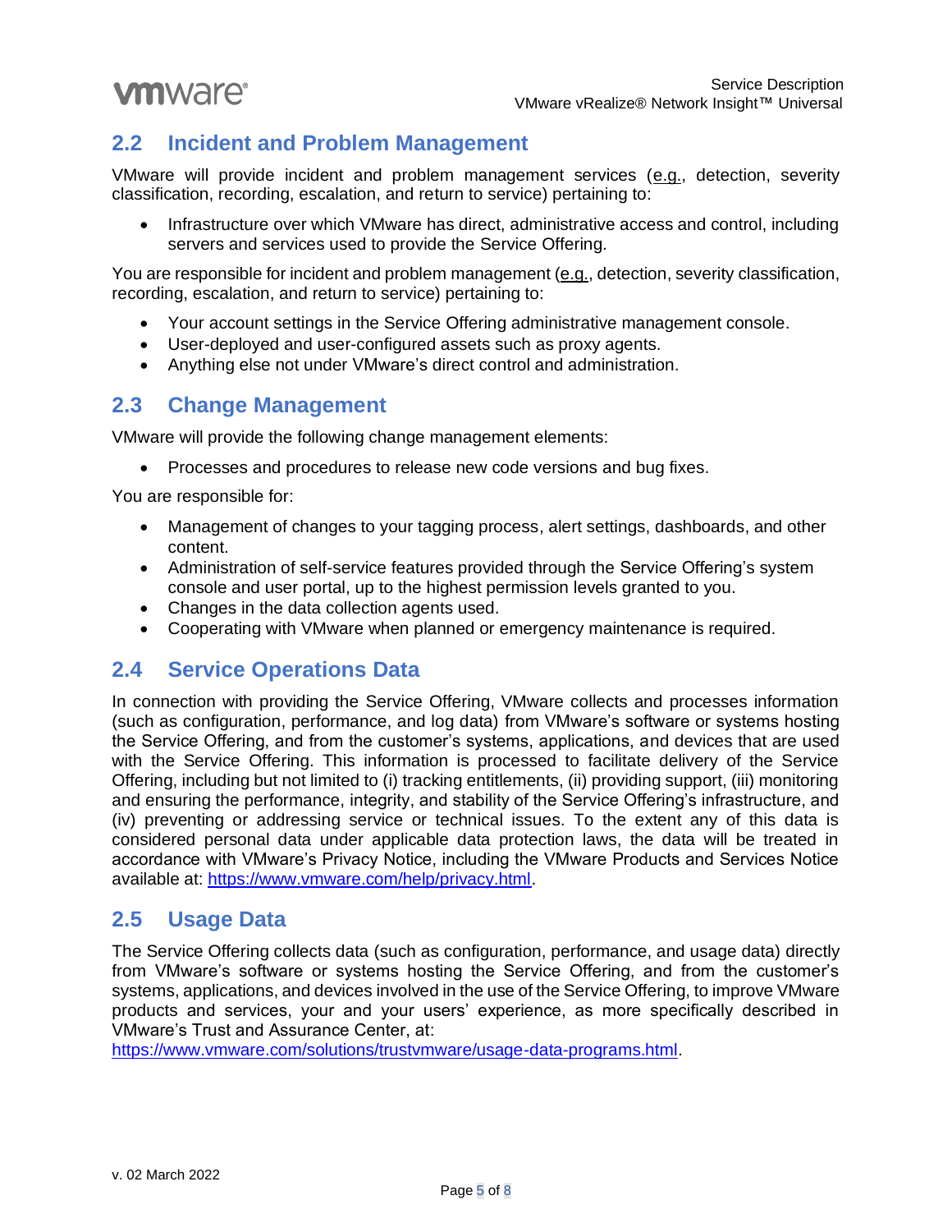## 2.2 Incident and Problem Management

VMware will provide incident and problem management services (e.g., detection, severity classification, recording, escalation, and return to service) pertaining to:

- Infrastructure over which VMware has direct, administrative access and control, including servers and services used to provide the Service Offering.

You are responsible for incident and problem management (e.g., detection, severity classification, recording, escalation, and return to service) pertaining to:

- Your account settings in the Service Offering administrative management console.
- User-deployed and user-configured assets such as proxy agents.
- Anything else not under VMware's direct control and administration.

## 2.3 Change Management

VMware will provide the following change management elements:

- Processes and procedures to release new code versions and bug fixes.

You are responsible for:

- Management of changes to your tagging process, alert settings, dashboards, and other content.
- Administration of self-service features provided through the Service Offering's system console and user portal, up to the highest permission levels granted to you.
- Changes in the data collection agents used.
- Cooperating with VMware when planned or emergency maintenance is required.

## 2.4 Service Operations Data

In connection with providing the Service Offering, VMware collects and processes information (such as configuration, performance, and log data) from VMware's software or systems hosting the Service Offering, and from the customer's systems, applications, and devices that are used with the Service Offering. This information is processed to facilitate delivery of the Service Offering, including but not limited to (i) tracking entitlements, (ii) providing support, (iii) monitoring and ensuring the performance, integrity, and stability of the Service Offering's infrastructure, and (iv) preventing or addressing service or technical issues. To the extent any of this data is considered personal data under applicable data protection laws, the data will be treated in accordance with VMware's Privacy Notice, including the VMware Products and Services Notice available at: https://www.vmware.com/help/privacy.html.

## 2.5 Usage Data

The Service Offering collects data (such as configuration, performance, and usage data) directly from VMware's software or systems hosting the Service Offering, and from the customer's systems, applications, and devices involved in the use of the Service Offering, to improve VMware products and services, your and your users' experience, as more specifically described in VMware's Trust and Assurance Center, at: https://www.vmware.com/solutions/trustvmware/usage-data-programs.html.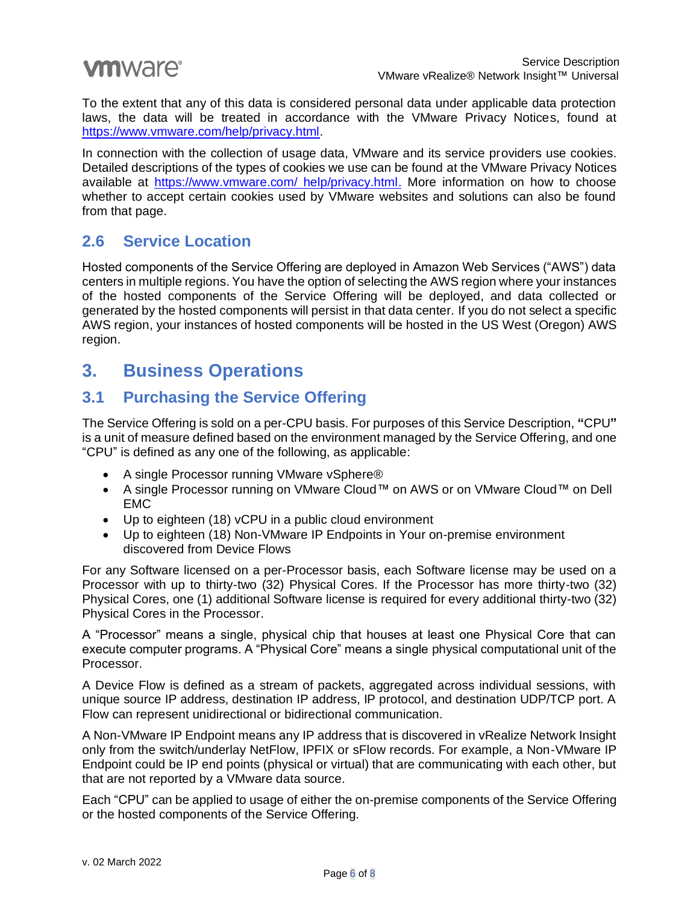To the extent that any of this data is considered personal data under applicable data protection laws, the data will be treated in accordance with the VMware Privacy Notices, found at https://www.vmware.com/help/privacy.html.

In connection with the collection of usage data, VMware and its service providers use cookies. Detailed descriptions of the types of cookies we use can be found at the VMware Privacy Notices available at https://www.vmware.com/ help/privacy.html. More information on how to choose whether to accept certain cookies used by VMware websites and solutions can also be found from that page.

## 2.6 Service Location

Hosted components of the Service Offering are deployed in Amazon Web Services ("AWS") data centers in multiple regions. You have the option of selecting the AWS region where your instances of the hosted components of the Service Offering will be deployed, and data collected or generated by the hosted components will persist in that data center. If you do not select a specific AWS region, your instances of hosted components will be hosted in the US West (Oregon) AWS region.

# 3. Business Operations

## 3.1 Purchasing the Service Offering

The Service Offering is sold on a per-CPU basis. For purposes of this Service Description, **"**CPU**"** is a unit of measure defined based on the environment managed by the Service Offering, and one "CPU" is defined as any one of the following, as applicable:

- A single Processor running VMware vSphere®
- A single Processor running on VMware Cloud™ on AWS or on VMware Cloud™ on Dell EMC
- Up to eighteen (18) vCPU in a public cloud environment
- Up to eighteen (18) Non-VMware IP Endpoints in Your on-premise environment discovered from Device Flows

For any Software licensed on a per-Processor basis, each Software license may be used on a Processor with up to thirty-two (32) Physical Cores. If the Processor has more thirty-two (32) Physical Cores, one (1) additional Software license is required for every additional thirty-two (32) Physical Cores in the Processor.

A "Processor" means a single, physical chip that houses at least one Physical Core that can execute computer programs. A "Physical Core" means a single physical computational unit of the Processor.

A Device Flow is defined as a stream of packets, aggregated across individual sessions, with unique source IP address, destination IP address, IP protocol, and destination UDP/TCP port. A Flow can represent unidirectional or bidirectional communication.

A Non-VMware IP Endpoint means any IP address that is discovered in vRealize Network Insight only from the switch/underlay NetFlow, IPFIX or sFlow records. For example, a Non-VMware IP Endpoint could be IP end points (physical or virtual) that are communicating with each other, but that are not reported by a VMware data source.

Each "CPU" can be applied to usage of either the on-premise components of the Service Offering or the hosted components of the Service Offering.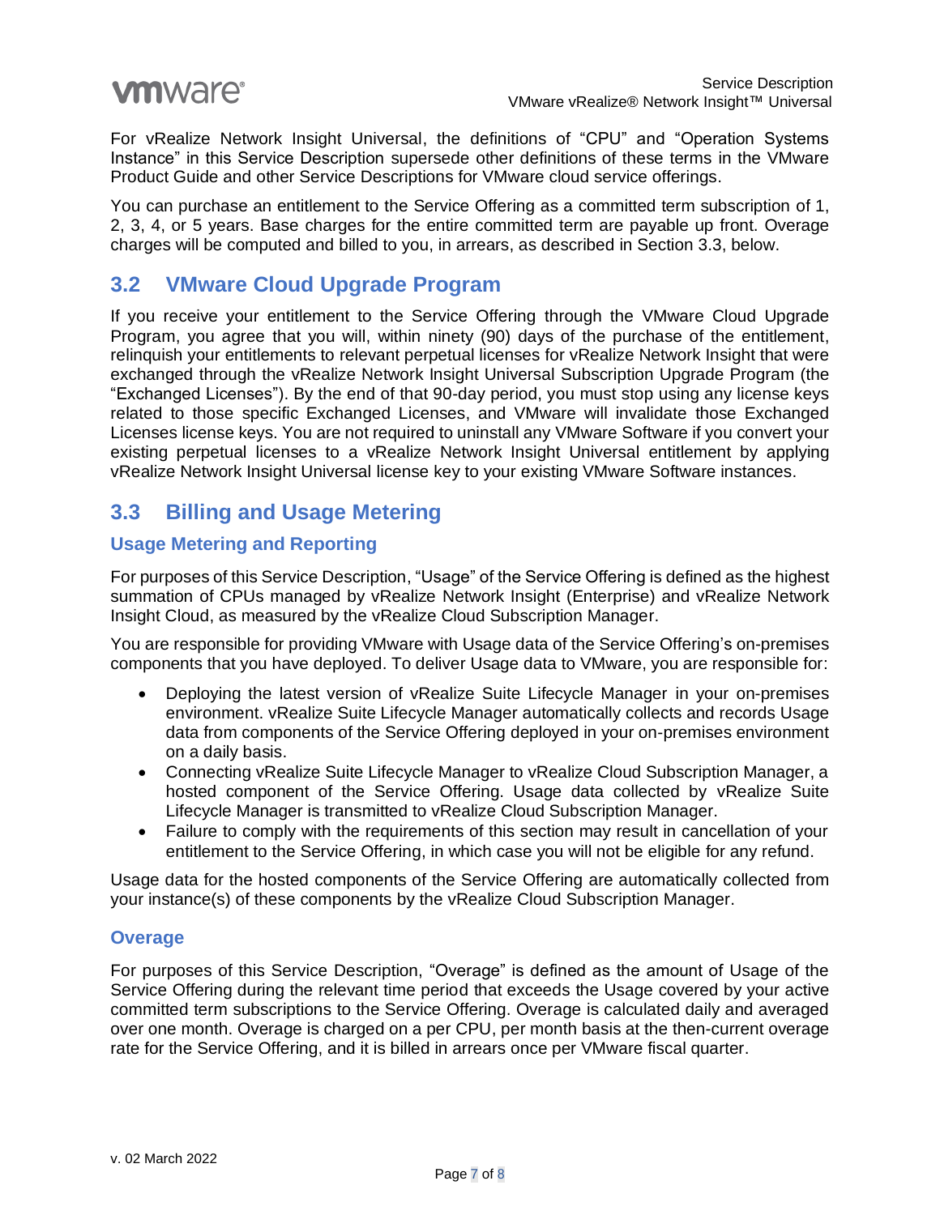For vRealize Network Insight Universal, the definitions of "CPU" and "Operation Systems Instance" in this Service Description supersede other definitions of these terms in the VMware Product Guide and other Service Descriptions for VMware cloud service offerings.

You can purchase an entitlement to the Service Offering as a committed term subscription of 1, 2, 3, 4, or 5 years. Base charges for the entire committed term are payable up front. Overage charges will be computed and billed to you, in arrears, as described in Section 3.3, below.

## 3.2 VMware Cloud Upgrade Program

If you receive your entitlement to the Service Offering through the VMware Cloud Upgrade Program, you agree that you will, within ninety (90) days of the purchase of the entitlement, relinquish your entitlements to relevant perpetual licenses for vRealize Network Insight that were exchanged through the vRealize Network Insight Universal Subscription Upgrade Program (the "Exchanged Licenses"). By the end of that 90-day period, you must stop using any license keys related to those specific Exchanged Licenses, and VMware will invalidate those Exchanged Licenses license keys. You are not required to uninstall any VMware Software if you convert your existing perpetual licenses to a vRealize Network Insight Universal entitlement by applying vRealize Network Insight Universal license key to your existing VMware Software instances.

## 3.3 Billing and Usage Metering

### Usage Metering and Reporting

For purposes of this Service Description, "Usage" of the Service Offering is defined as the highest summation of CPUs managed by vRealize Network Insight (Enterprise) and vRealize Network Insight Cloud, as measured by the vRealize Cloud Subscription Manager.

You are responsible for providing VMware with Usage data of the Service Offering's on-premises components that you have deployed. To deliver Usage data to VMware, you are responsible for:

- Deploying the latest version of vRealize Suite Lifecycle Manager in your on-premises environment. vRealize Suite Lifecycle Manager automatically collects and records Usage data from components of the Service Offering deployed in your on-premises environment on a daily basis.
- Connecting vRealize Suite Lifecycle Manager to vRealize Cloud Subscription Manager, a hosted component of the Service Offering. Usage data collected by vRealize Suite Lifecycle Manager is transmitted to vRealize Cloud Subscription Manager.
- Failure to comply with the requirements of this section may result in cancellation of your entitlement to the Service Offering, in which case you will not be eligible for any refund.

Usage data for the hosted components of the Service Offering are automatically collected from your instance(s) of these components by the vRealize Cloud Subscription Manager.

### Overage

For purposes of this Service Description, "Overage" is defined as the amount of Usage of the Service Offering during the relevant time period that exceeds the Usage covered by your active committed term subscriptions to the Service Offering. Overage is calculated daily and averaged over one month. Overage is charged on a per CPU, per month basis at the then-current overage rate for the Service Offering, and it is billed in arrears once per VMware fiscal quarter.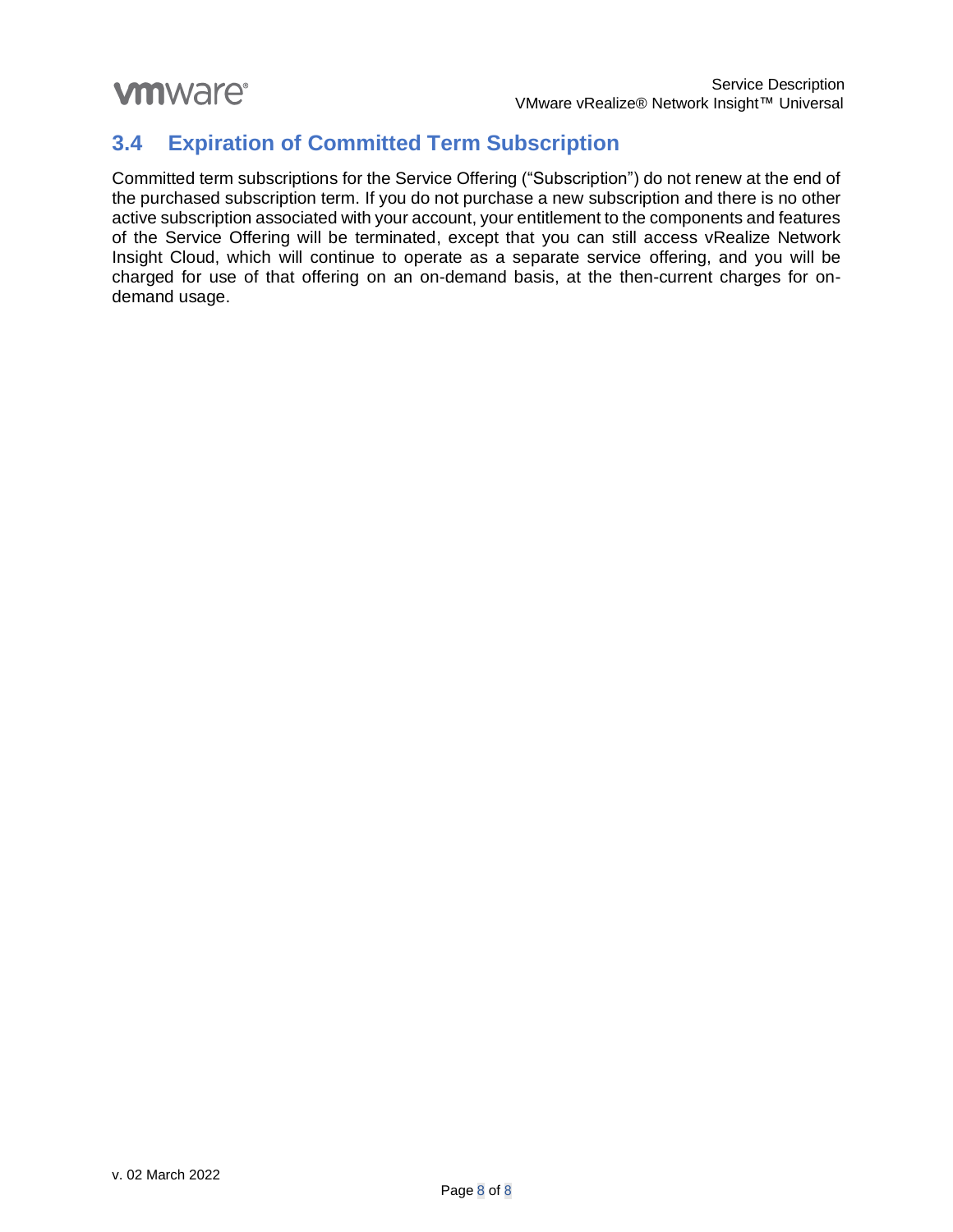## 3.4 Expiration of Committed Term Subscription

Committed term subscriptions for the Service Offering ("Subscription") do not renew at the end of the purchased subscription term. If you do not purchase a new subscription and there is no other active subscription associated with your account, your entitlement to the components and features of the Service Offering will be terminated, except that you can still access vRealize Network Insight Cloud, which will continue to operate as a separate service offering, and you will be charged for use of that offering on an on-demand basis, at the then-current charges for on-demand usage.

v. 02 March 2022